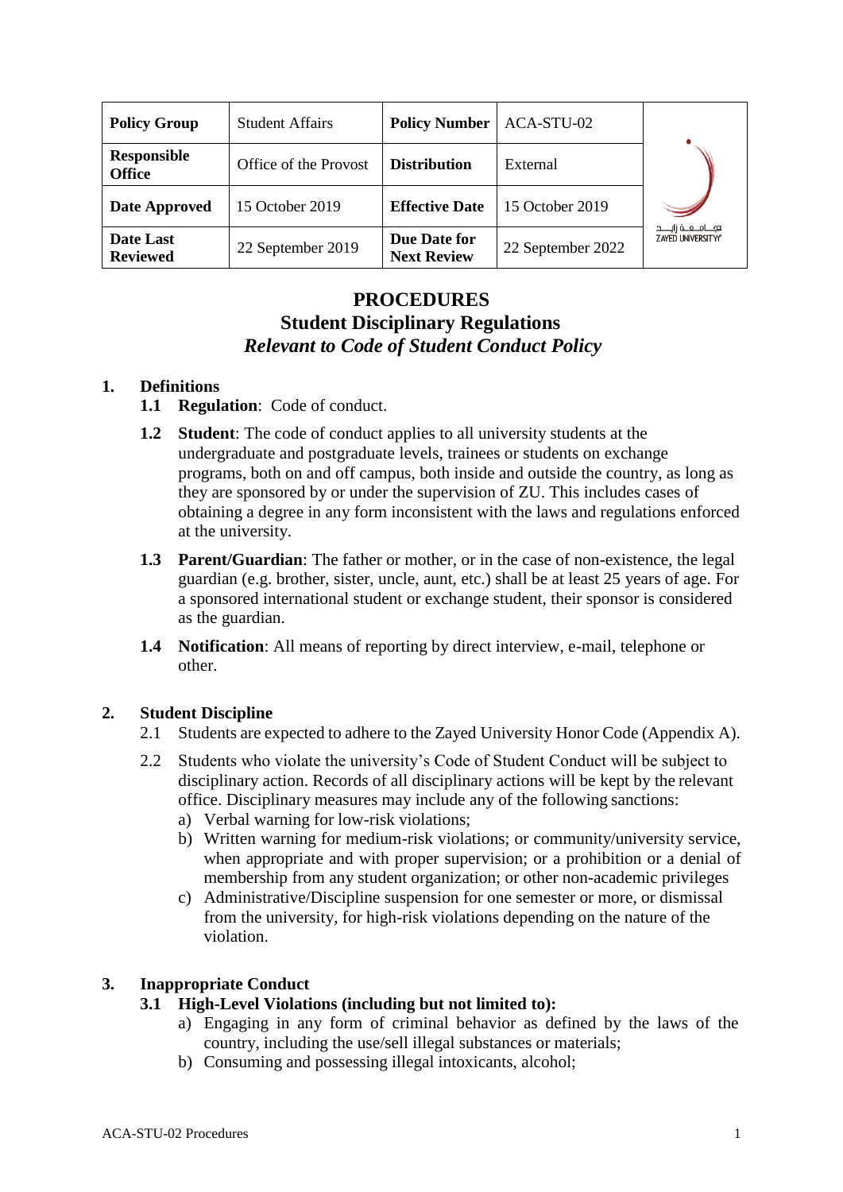| Policy Group | Student Affairs | Policy Number | ACA-STU-02 | |
|---|---|---|---|---|
| Responsible Office | Office of the Provost | Distribution | External | |
| Date Approved | 15 October 2019 | Effective Date | 15 October 2019 | |
| Date Last Reviewed | 22 September 2019 | Due Date for Next Review | 22 September 2022 | جـامـعـة زايـد ZAYED UNIVERSITY |

# PROCEDURES
## Student Disciplinary Regulations
### *Relevant to Code of Student Conduct Policy*

**1. Definitions**

**1.1 Regulation**: Code of conduct.

**1.2 Student**: The code of conduct applies to all university students at the undergraduate and postgraduate levels, trainees or students on exchange programs, both on and off campus, both inside and outside the country, as long as they are sponsored by or under the supervision of ZU. This includes cases of obtaining a degree in any form inconsistent with the laws and regulations enforced at the university.

**1.3 Parent/Guardian**: The father or mother, or in the case of non-existence, the legal guardian (e.g. brother, sister, uncle, aunt, etc.) shall be at least 25 years of age. For a sponsored international student or exchange student, their sponsor is considered as the guardian.

**1.4 Notification**: All means of reporting by direct interview, e-mail, telephone or other.

**2. Student Discipline**

2.1 Students are expected to adhere to the Zayed University Honor Code (Appendix A).

2.2 Students who violate the university's Code of Student Conduct will be subject to disciplinary action. Records of all disciplinary actions will be kept by the relevant office. Disciplinary measures may include any of the following sanctions:

a) Verbal warning for low-risk violations;
b) Written warning for medium-risk violations; or community/university service, when appropriate and with proper supervision; or a prohibition or a denial of membership from any student organization; or other non-academic privileges
c) Administrative/Discipline suspension for one semester or more, or dismissal from the university, for high-risk violations depending on the nature of the violation.

**3. Inappropriate Conduct**

**3.1 High-Level Violations (including but not limited to):**

a) Engaging in any form of criminal behavior as defined by the laws of the country, including the use/sell illegal substances or materials;
b) Consuming and possessing illegal intoxicants, alcohol;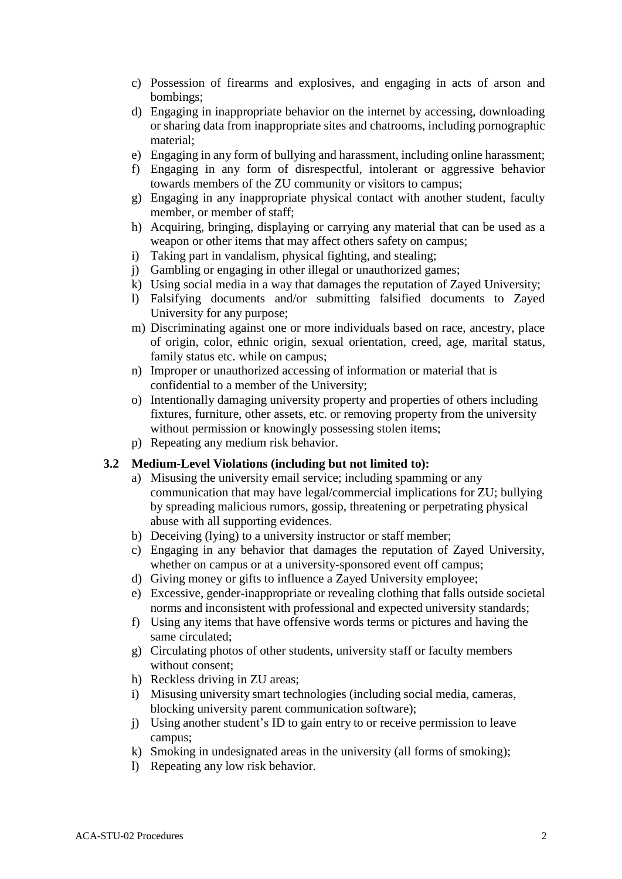c) Possession of firearms and explosives, and engaging in acts of arson and bombings;
d) Engaging in inappropriate behavior on the internet by accessing, downloading or sharing data from inappropriate sites and chatrooms, including pornographic material;
e) Engaging in any form of bullying and harassment, including online harassment;
f) Engaging in any form of disrespectful, intolerant or aggressive behavior towards members of the ZU community or visitors to campus;
g) Engaging in any inappropriate physical contact with another student, faculty member, or member of staff;
h) Acquiring, bringing, displaying or carrying any material that can be used as a weapon or other items that may affect others safety on campus;
i) Taking part in vandalism, physical fighting, and stealing;
j) Gambling or engaging in other illegal or unauthorized games;
k) Using social media in a way that damages the reputation of Zayed University;
l) Falsifying documents and/or submitting falsified documents to Zayed University for any purpose;
m) Discriminating against one or more individuals based on race, ancestry, place of origin, color, ethnic origin, sexual orientation, creed, age, marital status, family status etc. while on campus;
n) Improper or unauthorized accessing of information or material that is confidential to a member of the University;
o) Intentionally damaging university property and properties of others including fixtures, furniture, other assets, etc. or removing property from the university without permission or knowingly possessing stolen items;
p) Repeating any medium risk behavior.

### 3.2 Medium-Level Violations (including but not limited to):

a) Misusing the university email service; including spamming or any communication that may have legal/commercial implications for ZU; bullying by spreading malicious rumors, gossip, threatening or perpetrating physical abuse with all supporting evidences.
b) Deceiving (lying) to a university instructor or staff member;
c) Engaging in any behavior that damages the reputation of Zayed University, whether on campus or at a university-sponsored event off campus;
d) Giving money or gifts to influence a Zayed University employee;
e) Excessive, gender-inappropriate or revealing clothing that falls outside societal norms and inconsistent with professional and expected university standards;
f) Using any items that have offensive words terms or pictures and having the same circulated;
g) Circulating photos of other students, university staff or faculty members without consent;
h) Reckless driving in ZU areas;
i) Misusing university smart technologies (including social media, cameras, blocking university parent communication software);
j) Using another student's ID to gain entry to or receive permission to leave campus;
k) Smoking in undesignated areas in the university (all forms of smoking);
l) Repeating any low risk behavior.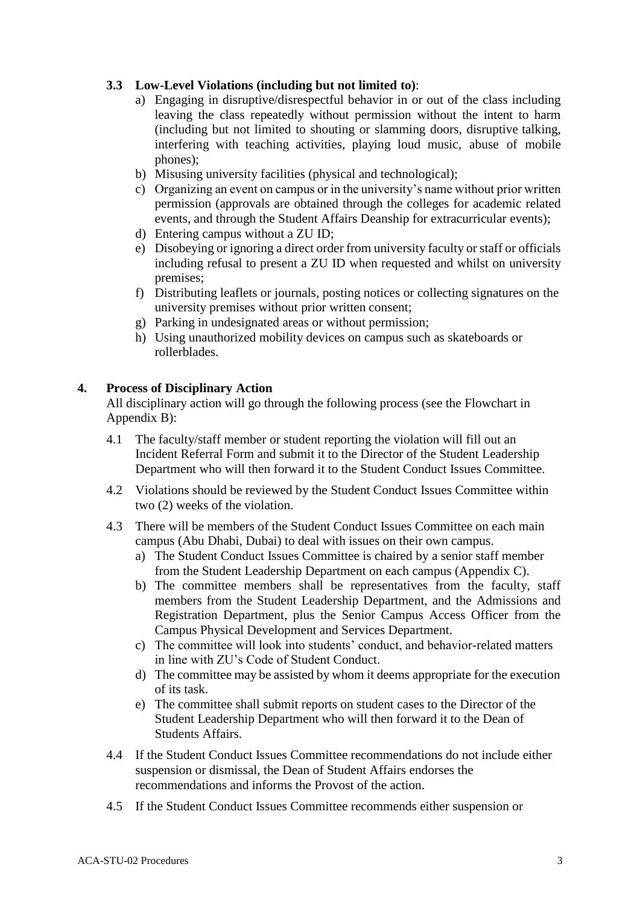### 3.3 Low-Level Violations (including but not limited to):

a) Engaging in disruptive/disrespectful behavior in or out of the class including leaving the class repeatedly without permission without the intent to harm (including but not limited to shouting or slamming doors, disruptive talking, interfering with teaching activities, playing loud music, abuse of mobile phones);
b) Misusing university facilities (physical and technological);
c) Organizing an event on campus or in the university's name without prior written permission (approvals are obtained through the colleges for academic related events, and through the Student Affairs Deanship for extracurricular events);
d) Entering campus without a ZU ID;
e) Disobeying or ignoring a direct order from university faculty or staff or officials including refusal to present a ZU ID when requested and whilst on university premises;
f) Distributing leaflets or journals, posting notices or collecting signatures on the university premises without prior written consent;
g) Parking in undesignated areas or without permission;
h) Using unauthorized mobility devices on campus such as skateboards or rollerblades.

## 4. Process of Disciplinary Action

All disciplinary action will go through the following process (see the Flowchart in Appendix B):

4.1 The faculty/staff member or student reporting the violation will fill out an Incident Referral Form and submit it to the Director of the Student Leadership Department who will then forward it to the Student Conduct Issues Committee.

4.2 Violations should be reviewed by the Student Conduct Issues Committee within two (2) weeks of the violation.

4.3 There will be members of the Student Conduct Issues Committee on each main campus (Abu Dhabi, Dubai) to deal with issues on their own campus.

a) The Student Conduct Issues Committee is chaired by a senior staff member from the Student Leadership Department on each campus (Appendix C).
b) The committee members shall be representatives from the faculty, staff members from the Student Leadership Department, and the Admissions and Registration Department, plus the Senior Campus Access Officer from the Campus Physical Development and Services Department.
c) The committee will look into students' conduct, and behavior-related matters in line with ZU's Code of Student Conduct.
d) The committee may be assisted by whom it deems appropriate for the execution of its task.
e) The committee shall submit reports on student cases to the Director of the Student Leadership Department who will then forward it to the Dean of Students Affairs.

4.4 If the Student Conduct Issues Committee recommendations do not include either suspension or dismissal, the Dean of Student Affairs endorses the recommendations and informs the Provost of the action.

4.5 If the Student Conduct Issues Committee recommends either suspension or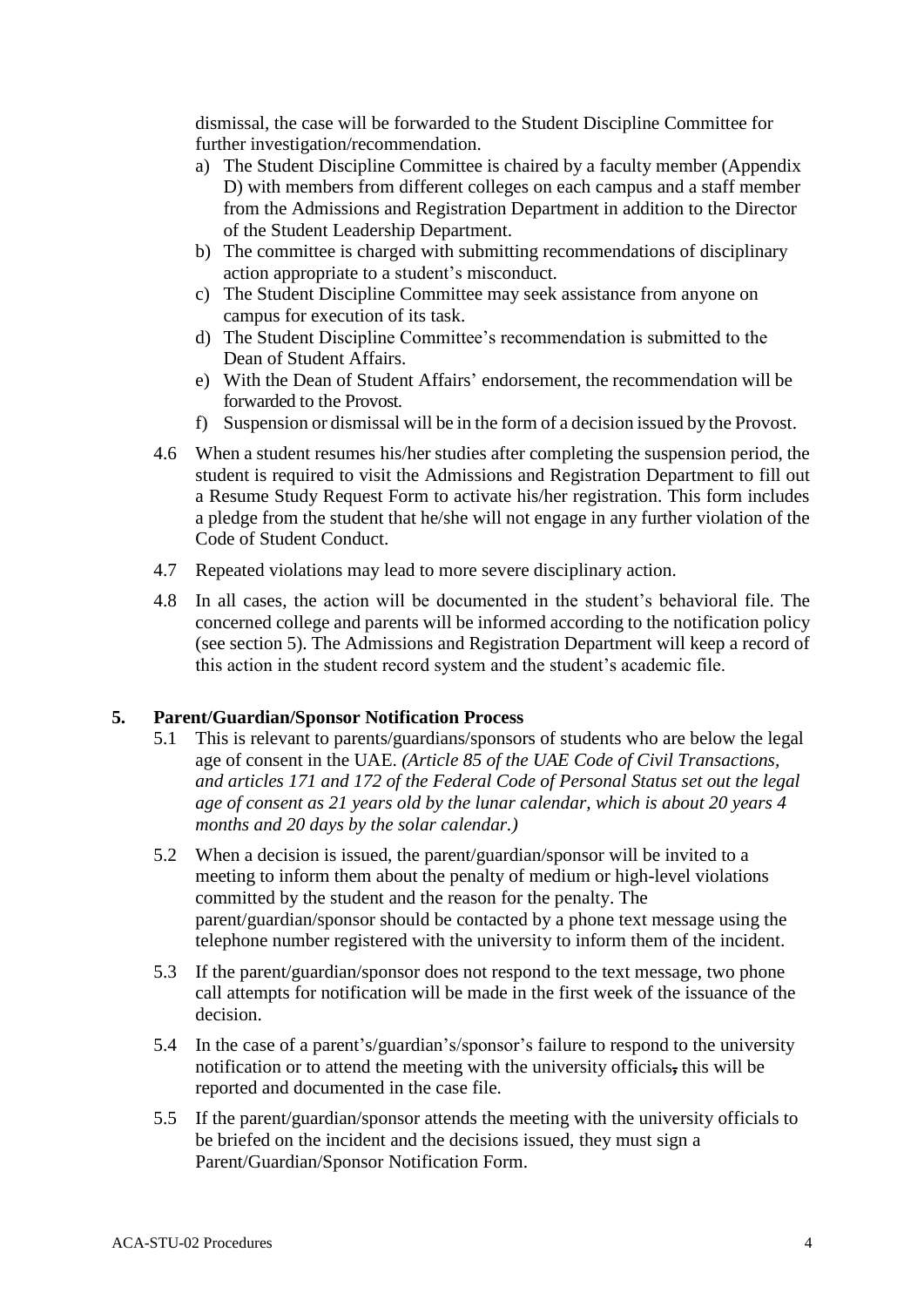dismissal, the case will be forwarded to the Student Discipline Committee for further investigation/recommendation.

a) The Student Discipline Committee is chaired by a faculty member (Appendix D) with members from different colleges on each campus and a staff member from the Admissions and Registration Department in addition to the Director of the Student Leadership Department.
b) The committee is charged with submitting recommendations of disciplinary action appropriate to a student's misconduct.
c) The Student Discipline Committee may seek assistance from anyone on campus for execution of its task.
d) The Student Discipline Committee's recommendation is submitted to the Dean of Student Affairs.
e) With the Dean of Student Affairs' endorsement, the recommendation will be forwarded to the Provost.
f) Suspension or dismissal will be in the form of a decision issued by the Provost.

4.6 When a student resumes his/her studies after completing the suspension period, the student is required to visit the Admissions and Registration Department to fill out a Resume Study Request Form to activate his/her registration. This form includes a pledge from the student that he/she will not engage in any further violation of the Code of Student Conduct.

4.7 Repeated violations may lead to more severe disciplinary action.

4.8 In all cases, the action will be documented in the student's behavioral file. The concerned college and parents will be informed according to the notification policy (see section 5). The Admissions and Registration Department will keep a record of this action in the student record system and the student's academic file.

## 5. Parent/Guardian/Sponsor Notification Process

5.1 This is relevant to parents/guardians/sponsors of students who are below the legal age of consent in the UAE. *(Article 85 of the UAE Code of Civil Transactions, and articles 171 and 172 of the Federal Code of Personal Status set out the legal age of consent as 21 years old by the lunar calendar, which is about 20 years 4 months and 20 days by the solar calendar.)*

5.2 When a decision is issued, the parent/guardian/sponsor will be invited to a meeting to inform them about the penalty of medium or high-level violations committed by the student and the reason for the penalty. The parent/guardian/sponsor should be contacted by a phone text message using the telephone number registered with the university to inform them of the incident.

5.3 If the parent/guardian/sponsor does not respond to the text message, two phone call attempts for notification will be made in the first week of the issuance of the decision.

5.4 In the case of a parent's/guardian's/sponsor's failure to respond to the university notification or to attend the meeting with the university officials, this will be reported and documented in the case file.

5.5 If the parent/guardian/sponsor attends the meeting with the university officials to be briefed on the incident and the decisions issued, they must sign a Parent/Guardian/Sponsor Notification Form.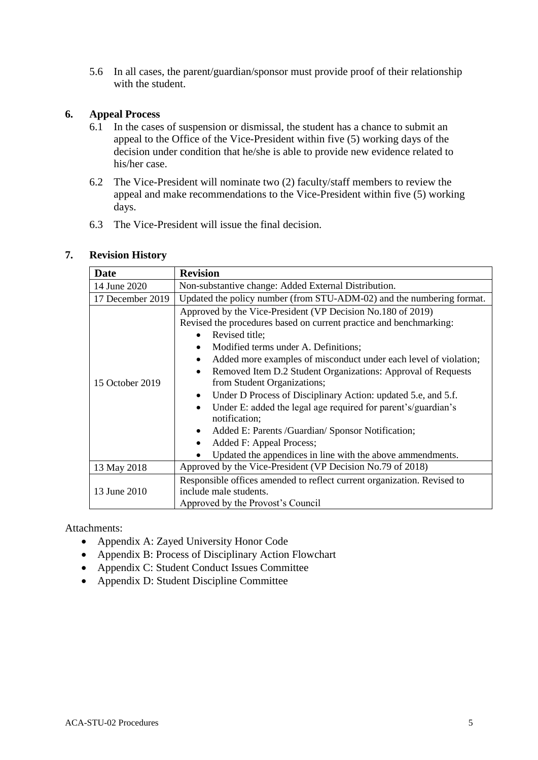5.6 In all cases, the parent/guardian/sponsor must provide proof of their relationship with the student.

## 6. Appeal Process

6.1 In the cases of suspension or dismissal, the student has a chance to submit an appeal to the Office of the Vice-President within five (5) working days of the decision under condition that he/she is able to provide new evidence related to his/her case.

6.2 The Vice-President will nominate two (2) faculty/staff members to review the appeal and make recommendations to the Vice-President within five (5) working days.

6.3 The Vice-President will issue the final decision.

## 7. Revision History

| Date | Revision |
|---|---|
| 14 June 2020 | Non-substantive change: Added External Distribution. |
| 17 December 2019 | Updated the policy number (from STU-ADM-02) and the numbering format. |
| 15 October 2019 | Approved by the Vice-President (VP Decision No.180 of 2019)<br>Revised the procedures based on current practice and benchmarking:<br>• Revised title;<br>• Modified terms under A. Definitions;<br>• Added more examples of misconduct under each level of violation;<br>• Removed Item D.2 Student Organizations: Approval of Requests from Student Organizations;<br>• Under D Process of Disciplinary Action: updated 5.e, and 5.f.<br>• Under E: added the legal age required for parent's/guardian's notification;<br>• Added E: Parents /Guardian/ Sponsor Notification;<br>• Added F: Appeal Process;<br>• Updated the appendices in line with the above ammendments. |
| 13 May 2018 | Approved by the Vice-President (VP Decision No.79 of 2018) |
| 13 June 2010 | Responsible offices amended to reflect current organization. Revised to include male students.<br>Approved by the Provost's Council |

Attachments:

- Appendix A: Zayed University Honor Code
- Appendix B: Process of Disciplinary Action Flowchart
- Appendix C: Student Conduct Issues Committee
- Appendix D: Student Discipline Committee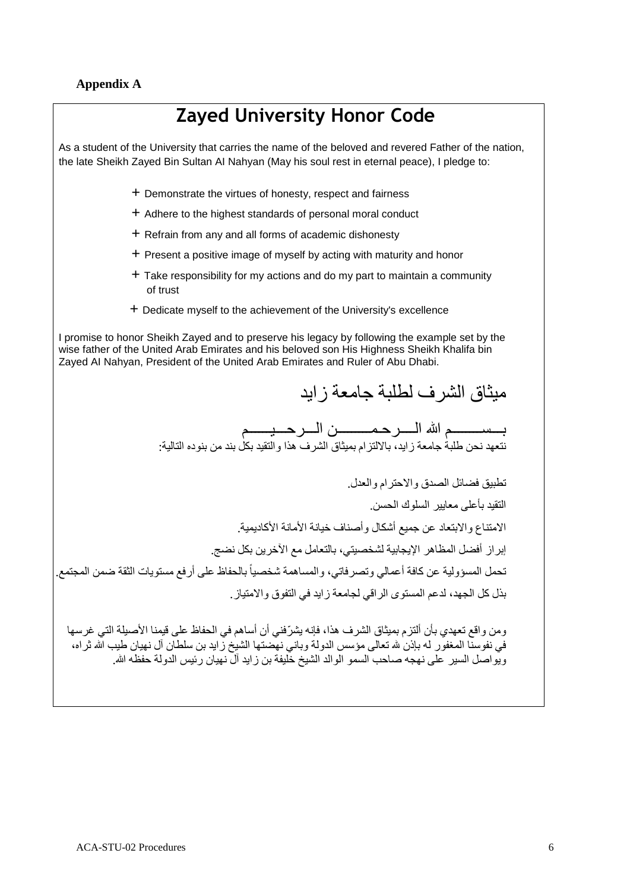**Appendix A**

# Zayed University Honor Code

As a student of the University that carries the name of the beloved and revered Father of the nation, the late Sheikh Zayed Bin Sultan Al Nahyan (May his soul rest in eternal peace), I pledge to:

+ Demonstrate the virtues of honesty, respect and fairness
+ Adhere to the highest standards of personal moral conduct
+ Refrain from any and all forms of academic dishonesty
+ Present a positive image of myself by acting with maturity and honor
+ Take responsibility for my actions and do my part to maintain a community of trust
+ Dedicate myself to the achievement of the University's excellence

I promise to honor Sheikh Zayed and to preserve his legacy by following the example set by the wise father of the United Arab Emirates and his beloved son His Highness Sheikh Khalifa bin Zayed Al Nahyan, President of the United Arab Emirates and Ruler of Abu Dhabi.

## ميثاق الشرف لطلبة جامعة زايد

بســـــــم الله الــــرحـمـــــــن الـــرحــيــــــم

نتعهد نحن طلبة جامعة زايد، بالالتزام بميثاق الشرف هذا والتقيد بكل بند من بنوده التالية:

تطبيق فضائل الصدق والاحترام والعدل.

التقيد بأعلى معايير السلوك الحسن.

الامتناع والابتعاد عن جميع أشكال وأصناف خيانة الأمانة الأكاديمية.

إبراز أفضل المظاهر الإيجابية لشخصيتي، بالتعامل مع الآخرين بكل نضج.

تحمل المسؤولية عن كافة أعمالي وتصرفاتي، والمساهمة شخصياً بالحفاظ على أرفع مستويات الثقة ضمن المجتمع.

بذل كل الجهد، لدعم المستوى الراقي لجامعة زايد في التفوق والامتياز.

ومن واقع تعهدي بأن ألتزم بميثاق الشرف هذا، فإنه يشرّفني أن أساهم في الحفاظ على قيمنا الأصيلة التي غرسها في نفوسنا المغفور له بإذن الله تعالى مؤسس الدولة وباني نهضتها الشيخ زايد بن سلطان آل نهيان طيب الله ثراه، ويواصل السير على نهجه صاحب السمو الوالد الشيخ خليفة بن زايد آل نهيان رئيس الدولة حفظه الله.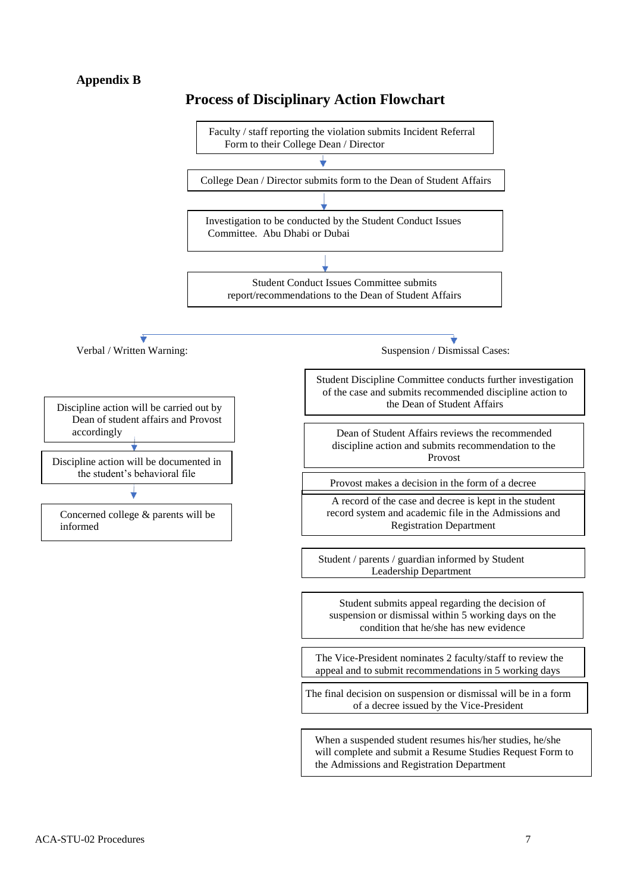**Appendix B**

## Process of Disciplinary Action Flowchart

Faculty / staff reporting the violation submits Incident Referral Form to their College Dean / Director

College Dean / Director submits form to the Dean of Student Affairs

Investigation to be conducted by the Student Conduct Issues Committee. Abu Dhabi or Dubai

Student Conduct Issues Committee submits report/recommendations to the Dean of Student Affairs

Verbal / Written Warning:

Discipline action will be carried out by Dean of student affairs and Provost accordingly

Discipline action will be documented in the student's behavioral file

Concerned college & parents will be informed

Suspension / Dismissal Cases:

Student Discipline Committee conducts further investigation of the case and submits recommended discipline action to the Dean of Student Affairs

Dean of Student Affairs reviews the recommended discipline action and submits recommendation to the Provost

Provost makes a decision in the form of a decree

A record of the case and decree is kept in the student record system and academic file in the Admissions and Registration Department

Student / parents / guardian informed by Student Leadership Department

Student submits appeal regarding the decision of suspension or dismissal within 5 working days on the condition that he/she has new evidence

The Vice-President nominates 2 faculty/staff to review the appeal and to submit recommendations in 5 working days

The final decision on suspension or dismissal will be in a form of a decree issued by the Vice-President

When a suspended student resumes his/her studies, he/she will complete and submit a Resume Studies Request Form to the Admissions and Registration Department

ACA-STU-02 Procedures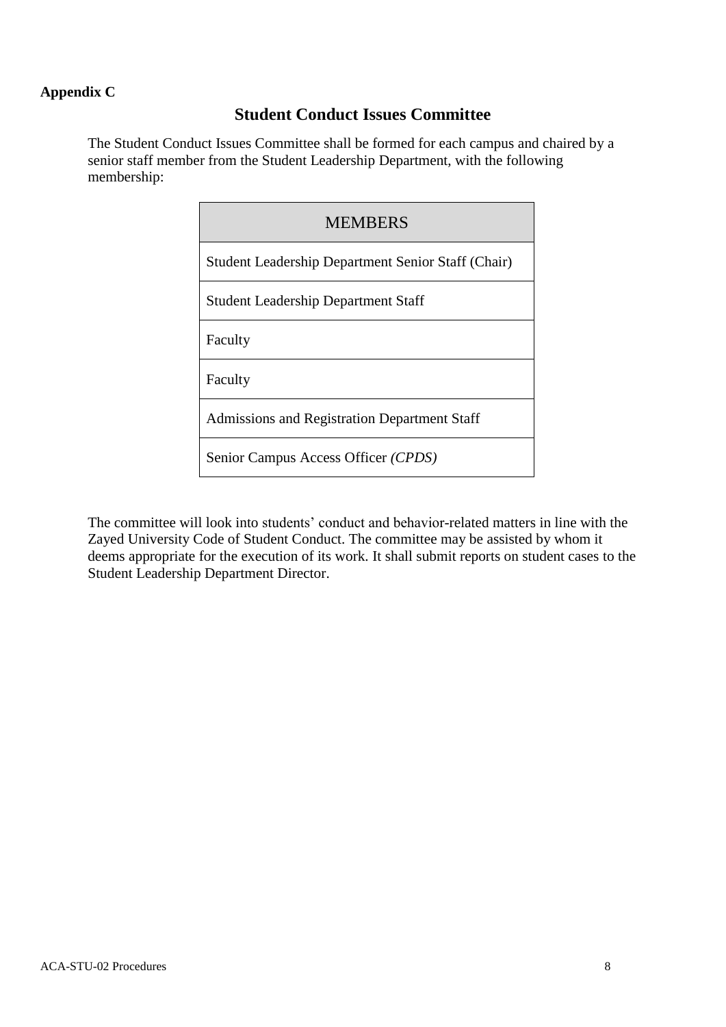**Appendix C**

## Student Conduct Issues Committee

The Student Conduct Issues Committee shall be formed for each campus and chaired by a senior staff member from the Student Leadership Department, with the following membership:

| MEMBERS |
|---|
| Student Leadership Department Senior Staff (Chair) |
| Student Leadership Department Staff |
| Faculty |
| Faculty |
| Admissions and Registration Department Staff |
| Senior Campus Access Officer *(CPDS)* |

The committee will look into students' conduct and behavior-related matters in line with the Zayed University Code of Student Conduct. The committee may be assisted by whom it deems appropriate for the execution of its work. It shall submit reports on student cases to the Student Leadership Department Director.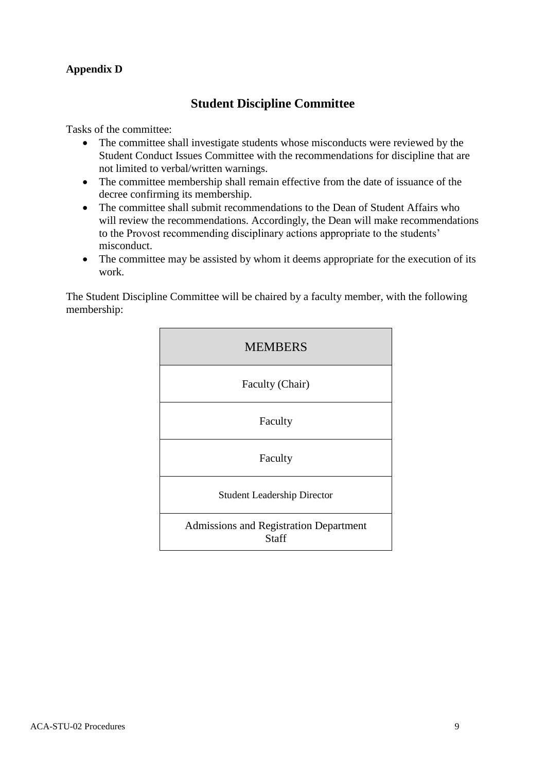**Appendix D**

# Student Discipline Committee

Tasks of the committee:

- The committee shall investigate students whose misconducts were reviewed by the Student Conduct Issues Committee with the recommendations for discipline that are not limited to verbal/written warnings.
- The committee membership shall remain effective from the date of issuance of the decree confirming its membership.
- The committee shall submit recommendations to the Dean of Student Affairs who will review the recommendations. Accordingly, the Dean will make recommendations to the Provost recommending disciplinary actions appropriate to the students' misconduct.
- The committee may be assisted by whom it deems appropriate for the execution of its work.

The Student Discipline Committee will be chaired by a faculty member, with the following membership:

| MEMBERS |
|---|
| Faculty (Chair) |
| Faculty |
| Faculty |
| Student Leadership Director |
| Admissions and Registration Department Staff |